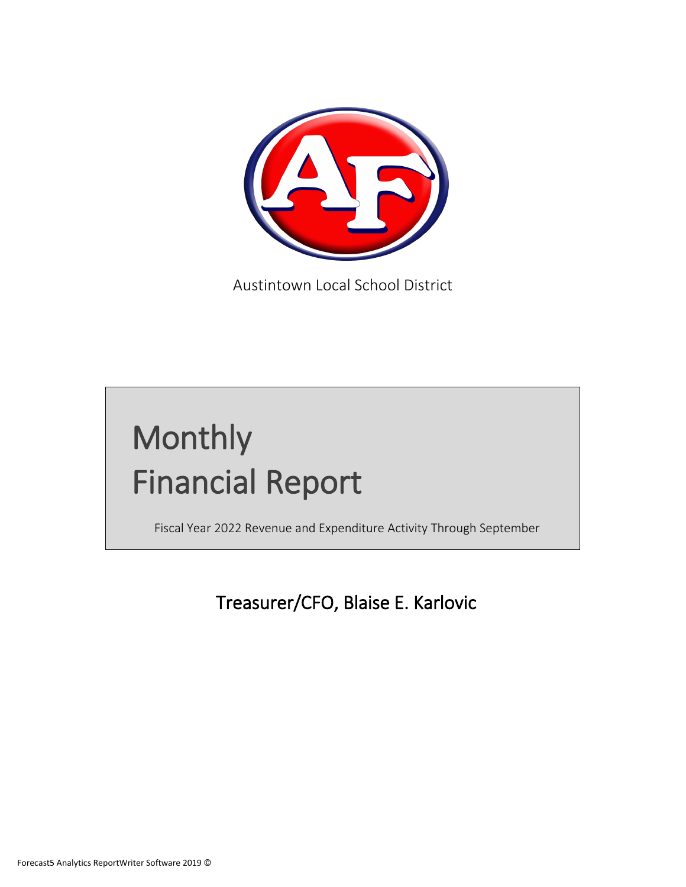Austintown Local School District

# Monthly Financial Report

Fiscal Year 2022 Revenue and Expenditure Activity Through September

## Treasurer/CFO, Blaise E. Karlovic

Forecast5 Analytics ReportWriter Software 2019 ©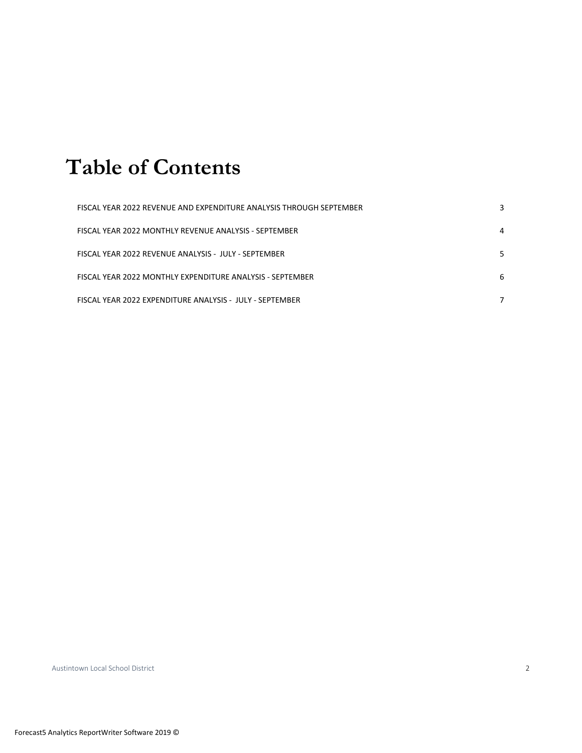# Table of Contents

| | |
|---|---|
| FISCAL YEAR 2022 REVENUE AND EXPENDITURE ANALYSIS THROUGH SEPTEMBER | 3 |
| FISCAL YEAR 2022 MONTHLY REVENUE ANALYSIS - SEPTEMBER | 4 |
| FISCAL YEAR 2022 REVENUE ANALYSIS - JULY - SEPTEMBER | 5 |
| FISCAL YEAR 2022 MONTHLY EXPENDITURE ANALYSIS - SEPTEMBER | 6 |
| FISCAL YEAR 2022 EXPENDITURE ANALYSIS - JULY - SEPTEMBER | 7 |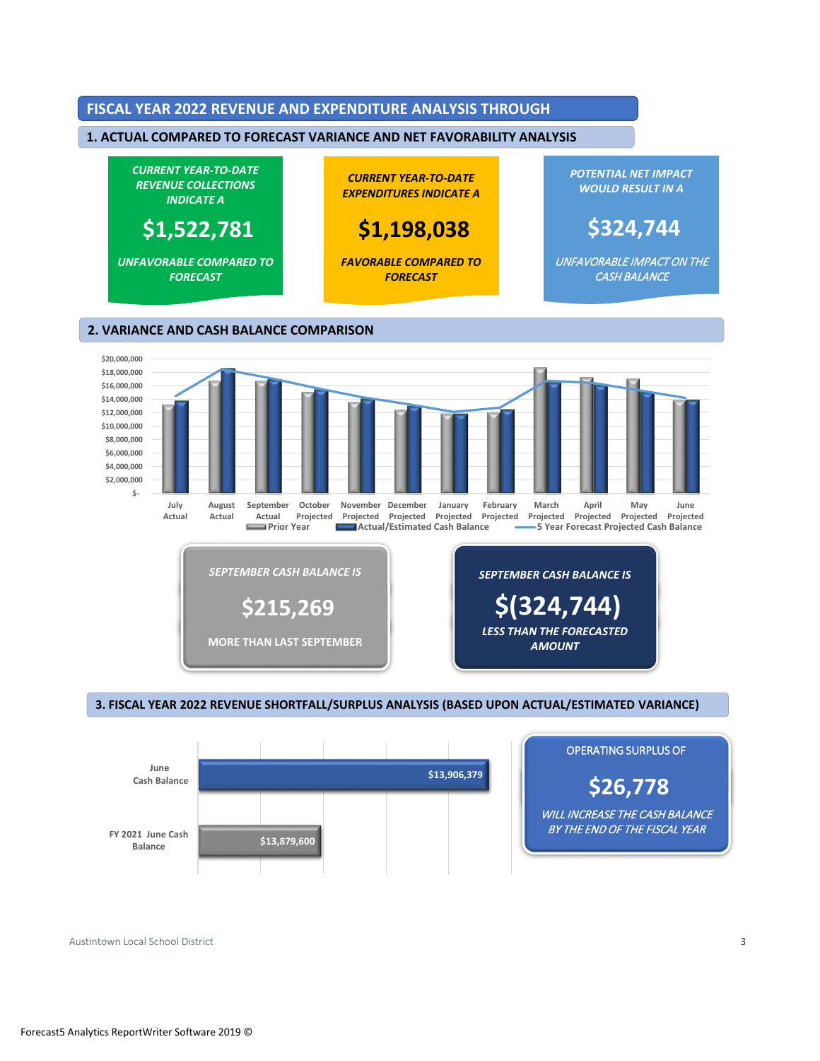# FISCAL YEAR 2022 REVENUE AND EXPENDITURE ANALYSIS THROUGH

## 1. ACTUAL COMPARED TO FORECAST VARIANCE AND NET FAVORABILITY ANALYSIS

***CURRENT YEAR-TO-DATE REVENUE COLLECTIONS INDICATE A***

**$1,522,781**

***UNFAVORABLE COMPARED TO FORECAST***

***CURRENT YEAR-TO-DATE EXPENDITURES INDICATE A***

**$1,198,038**

***FAVORABLE COMPARED TO FORECAST***

***POTENTIAL NET IMPACT WOULD RESULT IN A***

**$324,744**

***UNFAVORABLE IMPACT ON THE CASH BALANCE***

## 2. VARIANCE AND CASH BALANCE COMPARISON

Chart legend: Prior Year; Actual/Estimated Cash Balance; 5 Year Forecast Projected Cash Balance

Months: July Actual, August Actual, September Actual, October Projected, November Projected, December Projected, January Projected, February Projected, March Projected, April Projected, May Projected, June Projected

***SEPTEMBER CASH BALANCE IS***

**$215,269**

**MORE THAN LAST SEPTEMBER**

***SEPTEMBER CASH BALANCE IS***

**$(324,744)**

***LESS THAN THE FORECASTED AMOUNT***

## 3. FISCAL YEAR 2022 REVENUE SHORTFALL/SURPLUS ANALYSIS (BASED UPON ACTUAL/ESTIMATED VARIANCE)

| | |
|---|---|
| June Cash Balance | $13,906,379 |
| FY 2021 June Cash Balance | $13,879,600 |

OPERATING SURPLUS OF

**$26,778**

***WILL INCREASE THE CASH BALANCE BY THE END OF THE FISCAL YEAR***

Austintown Local School District

Forecast5 Analytics ReportWriter Software 2019 ©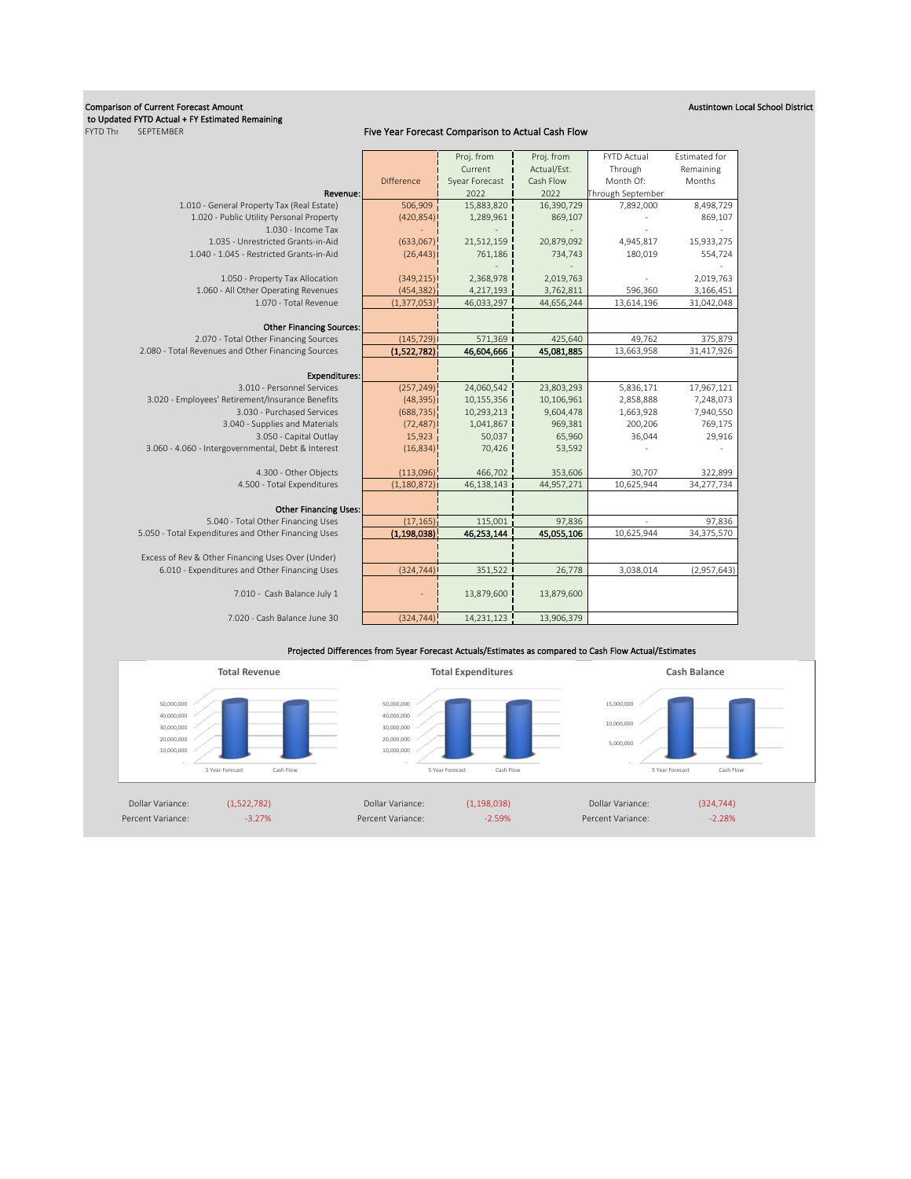**Comparison of Current Forecast Amount to Updated FYTD Actual + FY Estimated Remaining**

FYTD Thru SEPTEMBER

**Austintown Local School District**

**Five Year Forecast Comparison to Actual Cash Flow**

| | Difference | Proj. from Current 5year Forecast 2022 | Proj. from Actual/Est. Cash Flow 2022 | FYTD Actual Through Month Of: Through September | Estimated for Remaining Months |
|---|---|---|---|---|---|
| **Revenue:** | | | | | |
| 1.010 - General Property Tax (Real Estate) | 506,909 | 15,883,820 | 16,390,729 | 7,892,000 | 8,498,729 |
| 1.020 - Public Utility Personal Property | (420,854) | 1,289,961 | 869,107 | - | 869,107 |
| 1.030 - Income Tax | - | - | - | - | - |
| 1.035 - Unrestricted Grants-in-Aid | (633,067) | 21,512,159 | 20,879,092 | 4,945,817 | 15,933,275 |
| 1.040 - 1.045 - Restricted Grants-in-Aid | (26,443) | 761,186 | 734,743 | 180,019 | 554,724 |
| | | - | - | | - |
| 1.050 - Property Tax Allocation | (349,215) | 2,368,978 | 2,019,763 | - | 2,019,763 |
| 1.060 - All Other Operating Revenues | (454,382) | 4,217,193 | 3,762,811 | 596,360 | 3,166,451 |
| 1.070 - Total Revenue | (1,377,053) | 46,033,297 | 44,656,244 | 13,614,196 | 31,042,048 |
| **Other Financing Sources:** | | | | | |
| 2.070 - Total Other Financing Sources | (145,729) | 571,369 | 425,640 | 49,762 | 375,879 |
| 2.080 - Total Revenues and Other Financing Sources | **(1,522,782)** | **46,604,666** | **45,081,885** | 13,663,958 | 31,417,926 |
| **Expenditures:** | | | | | |
| 3.010 - Personnel Services | (257,249) | 24,060,542 | 23,803,293 | 5,836,171 | 17,967,121 |
| 3.020 - Employees' Retirement/Insurance Benefits | (48,395) | 10,155,356 | 10,106,961 | 2,858,888 | 7,248,073 |
| 3.030 - Purchased Services | (688,735) | 10,293,213 | 9,604,478 | 1,663,928 | 7,940,550 |
| 3.040 - Supplies and Materials | (72,487) | 1,041,867 | 969,381 | 200,206 | 769,175 |
| 3.050 - Capital Outlay | 15,923 | 50,037 | 65,960 | 36,044 | 29,916 |
| 3.060 - 4.060 - Intergovernmental, Debt & Interest | (16,834) | 70,426 | 53,592 | - | - |
| 4.300 - Other Objects | (113,096) | 466,702 | 353,606 | 30,707 | 322,899 |
| 4.500 - Total Expenditures | (1,180,872) | 46,138,143 | 44,957,271 | 10,625,944 | 34,277,734 |
| **Other Financing Uses:** | | | | | |
| 5.040 - Total Other Financing Uses | (17,165) | 115,001 | 97,836 | - | 97,836 |
| 5.050 - Total Expenditures and Other Financing Uses | **(1,198,038)** | **46,253,144** | **45,055,106** | 10,625,944 | 34,375,570 |
| Excess of Rev & Other Financing Uses Over (Under) 6.010 - Expenditures and Other Financing Uses | (324,744) | 351,522 | 26,778 | 3,038,014 | (2,957,643) |
| 7.010 - Cash Balance July 1 | - | 13,879,600 | 13,879,600 | | |
| 7.020 - Cash Balance June 30 | (324,744) | 14,231,123 | 13,906,379 | | |

**Projected Differences from 5year Forecast Actuals/Estimates as compared to Cash Flow Actual/Estimates**

| | Total Revenue | Total Expenditures | Cash Balance |
|---|---|---|---|
| Dollar Variance: | (1,522,782) | (1,198,038) | (324,744) |
| Percent Variance: | -3.27% | -2.59% | -2.28% |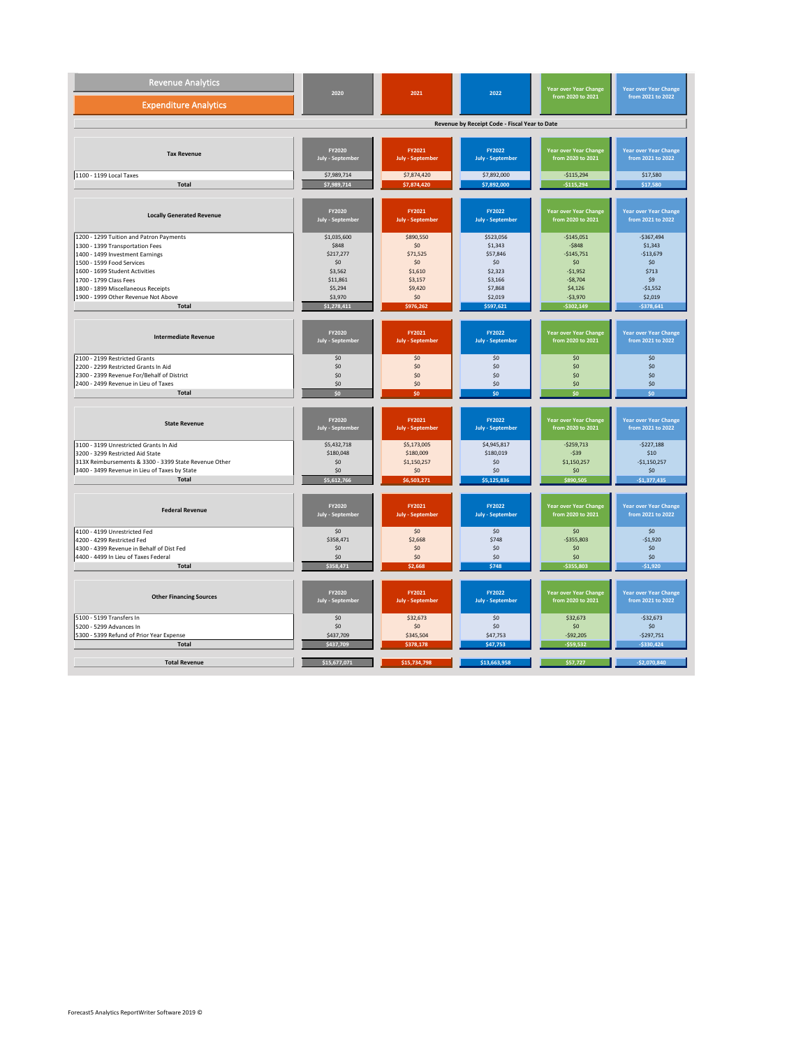| Revenue Analytics / Expenditure Analytics | 2020 | 2021 | 2022 | Year over Year Change from 2020 to 2021 | Year over Year Change from 2021 to 2022 |
|---|---|---|---|---|---|

**Revenue by Receipt Code - Fiscal Year to Date**

| Tax Revenue | FY2020 July - September | FY2021 July - September | FY2022 July - September | Year over Year Change from 2020 to 2021 | Year over Year Change from 2021 to 2022 |
|---|---|---|---|---|---|
| 1100 - 1199 Local Taxes | $7,989,714 | $7,874,420 | $7,892,000 | -$115,294 | $17,580 |
| Total | $7,989,714 | $7,874,420 | $7,892,000 | -$115,294 | $17,580 |

| Locally Generated Revenue | FY2020 July - September | FY2021 July - September | FY2022 July - September | Year over Year Change from 2020 to 2021 | Year over Year Change from 2021 to 2022 |
|---|---|---|---|---|---|
| 1200 - 1299 Tuition and Patron Payments | $1,035,600 | $890,550 | $523,056 | -$145,051 | -$367,494 |
| 1300 - 1399 Transportation Fees | $848 | $0 | $1,343 | -$848 | $1,343 |
| 1400 - 1499 Investment Earnings | $217,277 | $71,525 | $57,846 | -$145,751 | -$13,679 |
| 1500 - 1599 Food Services | $0 | $0 | $0 | $0 | $0 |
| 1600 - 1699 Student Activities | $3,562 | $1,610 | $2,323 | -$1,952 | $713 |
| 1700 - 1799 Class Fees | $11,861 | $3,157 | $3,166 | -$8,704 | $9 |
| 1800 - 1899 Miscellaneous Receipts | $5,294 | $9,420 | $7,868 | $4,126 | -$1,552 |
| 1900 - 1999 Other Revenue Not Above | $3,970 | $0 | $2,019 | -$3,970 | $2,019 |
| Total | $1,278,411 | $976,262 | $597,621 | -$302,149 | -$378,641 |

| Intermediate Revenue | FY2020 July - September | FY2021 July - September | FY2022 July - September | Year over Year Change from 2020 to 2021 | Year over Year Change from 2021 to 2022 |
|---|---|---|---|---|---|
| 2100 - 2199 Restricted Grants | $0 | $0 | $0 | $0 | $0 |
| 2200 - 2299 Restricted Grants In Aid | $0 | $0 | $0 | $0 | $0 |
| 2300 - 2399 Revenue For/Behalf of District | $0 | $0 | $0 | $0 | $0 |
| 2400 - 2499 Revenue in Lieu of Taxes | $0 | $0 | $0 | $0 | $0 |
| Total | $0 | $0 | $0 | $0 | $0 |

| State Revenue | FY2020 July - September | FY2021 July - September | FY2022 July - September | Year over Year Change from 2020 to 2021 | Year over Year Change from 2021 to 2022 |
|---|---|---|---|---|---|
| 3100 - 3199 Unrestricted Grants In Aid | $5,432,718 | $5,173,005 | $4,945,817 | -$259,713 | -$227,188 |
| 3200 - 3299 Restricted Aid State | $180,048 | $180,009 | $180,019 | -$39 | $10 |
| 313X Reimbursements & 3300 - 3399 State Revenue Other | $0 | $1,150,257 | $0 | $1,150,257 | -$1,150,257 |
| 3400 - 3499 Revenue in Lieu of Taxes by State | $0 | $0 | $0 | $0 | $0 |
| Total | $5,612,766 | $6,503,271 | $5,125,836 | $890,505 | -$1,377,435 |

| Federal Revenue | FY2020 July - September | FY2021 July - September | FY2022 July - September | Year over Year Change from 2020 to 2021 | Year over Year Change from 2021 to 2022 |
|---|---|---|---|---|---|
| 4100 - 4199 Unrestricted Fed | $0 | $0 | $0 | $0 | $0 |
| 4200 - 4299 Restricted Fed | $358,471 | $2,668 | $748 | -$355,803 | -$1,920 |
| 4300 - 4399 Revenue in Behalf of Dist Fed | $0 | $0 | $0 | $0 | $0 |
| 4400 - 4499 In Lieu of Taxes Federal | $0 | $0 | $0 | $0 | $0 |
| Total | $358,471 | $2,668 | $748 | -$355,803 | -$1,920 |

| Other Financing Sources | FY2020 July - September | FY2021 July - September | FY2022 July - September | Year over Year Change from 2020 to 2021 | Year over Year Change from 2021 to 2022 |
|---|---|---|---|---|---|
| 5100 - 5199 Transfers In | $0 | $32,673 | $0 | $32,673 | -$32,673 |
| 5200 - 5299 Advances In | $0 | $0 | $0 | $0 | $0 |
| 5300 - 5399 Refund of Prior Year Expense | $437,709 | $345,504 | $47,753 | -$92,205 | -$297,751 |
| Total | $437,709 | $378,178 | $47,753 | -$59,532 | -$330,424 |

| | FY2020 | FY2021 | FY2022 | Change 2020 to 2021 | Change 2021 to 2022 |
|---|---|---|---|---|---|
| Total Revenue | $15,677,071 | $15,734,798 | $13,663,958 | $57,727 | -$2,070,840 |

Forecast5 Analytics ReportWriter Software 2019 ©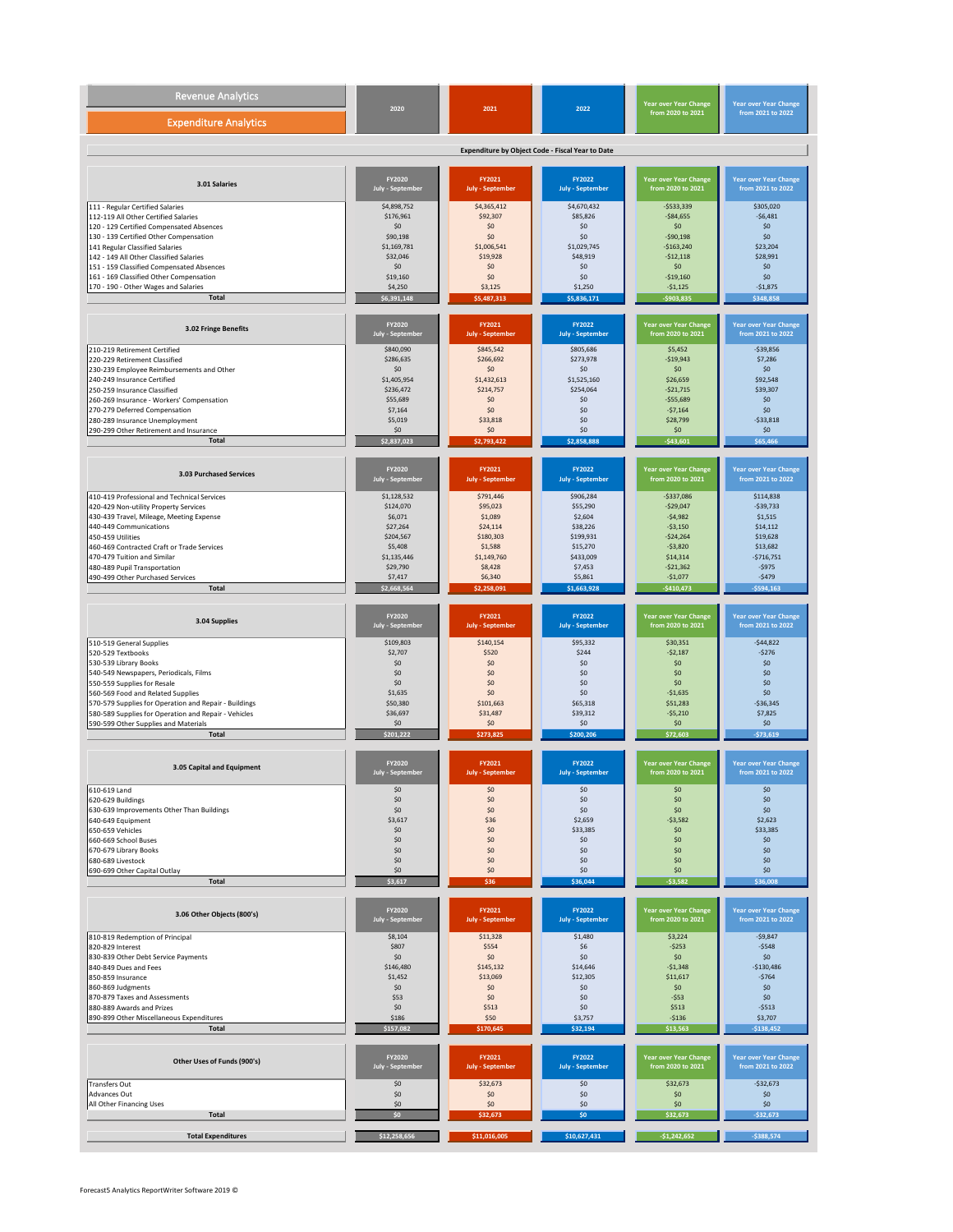| Revenue Analytics | 2020 | 2021 | 2022 | Year over Year Change from 2020 to 2021 | Year over Year Change from 2021 to 2022 |
|---|---|---|---|---|---|
| Expenditure Analytics | | | | | |

## Expenditure by Object Code - Fiscal Year to Date

| 3.01 Salaries | FY2020 July - September | FY2021 July - September | FY2022 July - September | Year over Year Change from 2020 to 2021 | Year over Year Change from 2021 to 2022 |
|---|---|---|---|---|---|
| 111 - Regular Certified Salaries | $4,898,752 | $4,365,412 | $4,670,432 | -$533,339 | $305,020 |
| 112-119 All Other Certified Salaries | $176,961 | $92,307 | $85,826 | -$84,655 | -$6,481 |
| 120 - 129 Certified Compensated Absences | $0 | $0 | $0 | $0 | $0 |
| 130 - 139 Certified Other Compensation | $90,198 | $0 | $0 | -$90,198 | $0 |
| 141 Regular Classified Salaries | $1,169,781 | $1,006,541 | $1,029,745 | -$163,240 | $23,204 |
| 142 - 149 All Other Classified Salaries | $32,046 | $19,928 | $48,919 | -$12,118 | $28,991 |
| 151 - 159 Classified Compensated Absences | $0 | $0 | $0 | $0 | $0 |
| 161 - 169 Classified Other Compensation | $19,160 | $0 | $0 | -$19,160 | $0 |
| 170 - 190 - Other Wages and Salaries | $4,250 | $3,125 | $1,250 | -$1,125 | -$1,875 |
| Total | $6,391,148 | $5,487,313 | $5,836,171 | -$903,835 | $348,858 |

| 3.02 Fringe Benefits | FY2020 July - September | FY2021 July - September | FY2022 July - September | Year over Year Change from 2020 to 2021 | Year over Year Change from 2021 to 2022 |
|---|---|---|---|---|---|
| 210-219 Retirement Certified | $840,090 | $845,542 | $805,686 | $5,452 | -$39,856 |
| 220-229 Retirement Classified | $286,635 | $266,692 | $273,978 | -$19,943 | $7,286 |
| 230-239 Employee Reimbursements and Other | $0 | $0 | $0 | $0 | $0 |
| 240-249 Insurance Certified | $1,405,954 | $1,432,613 | $1,525,160 | $26,659 | $92,548 |
| 250-259 Insurance Classified | $236,472 | $214,757 | $254,064 | -$21,715 | $39,307 |
| 260-269 Insurance - Workers' Compensation | $55,689 | $0 | $0 | -$55,689 | $0 |
| 270-279 Deferred Compensation | $7,164 | $0 | $0 | -$7,164 | $0 |
| 280-289 Insurance Unemployment | $5,019 | $33,818 | $0 | $28,799 | -$33,818 |
| 290-299 Other Retirement and Insurance | $0 | $0 | $0 | $0 | $0 |
| Total | $2,837,023 | $2,793,422 | $2,858,888 | -$43,601 | $65,466 |

| 3.03 Purchased Services | FY2020 July - September | FY2021 July - September | FY2022 July - September | Year over Year Change from 2020 to 2021 | Year over Year Change from 2021 to 2022 |
|---|---|---|---|---|---|
| 410-419 Professional and Technical Services | $1,128,532 | $791,446 | $906,284 | -$337,086 | $114,838 |
| 420-429 Non-utility Property Services | $124,070 | $95,023 | $55,290 | -$29,047 | -$39,733 |
| 430-439 Travel, Mileage, Meeting Expense | $6,071 | $1,089 | $2,604 | -$4,982 | $1,515 |
| 440-449 Communications | $27,264 | $24,114 | $38,226 | -$3,150 | $14,112 |
| 450-459 Utilities | $204,567 | $180,303 | $199,931 | -$24,264 | $19,628 |
| 460-469 Contracted Craft or Trade Services | $5,408 | $1,588 | $15,270 | -$3,820 | $13,682 |
| 470-479 Tuition and Similar | $1,135,446 | $1,149,760 | $433,009 | $14,314 | -$716,751 |
| 480-489 Pupil Transportation | $29,790 | $8,428 | $7,453 | -$21,362 | -$975 |
| 490-499 Other Purchased Services | $7,417 | $6,340 | $5,861 | -$1,077 | -$479 |
| Total | $2,668,564 | $2,258,091 | $1,663,928 | -$410,473 | -$594,163 |

| 3.04 Supplies | FY2020 July - September | FY2021 July - September | FY2022 July - September | Year over Year Change from 2020 to 2021 | Year over Year Change from 2021 to 2022 |
|---|---|---|---|---|---|
| 510-519 General Supplies | $109,803 | $140,154 | $95,332 | $30,351 | -$44,822 |
| 520-529 Textbooks | $2,707 | $520 | $244 | -$2,187 | -$276 |
| 530-539 Library Books | $0 | $0 | $0 | $0 | $0 |
| 540-549 Newspapers, Periodicals, Films | $0 | $0 | $0 | $0 | $0 |
| 550-559 Supplies for Resale | $0 | $0 | $0 | $0 | $0 |
| 560-569 Food and Related Supplies | $1,635 | $0 | $0 | -$1,635 | $0 |
| 570-579 Supplies for Operation and Repair - Buildings | $50,380 | $101,663 | $65,318 | $51,283 | -$36,345 |
| 580-589 Supplies for Operation and Repair - Vehicles | $36,697 | $31,487 | $39,312 | -$5,210 | $7,825 |
| 590-599 Other Supplies and Materials | $0 | $0 | $0 | $0 | $0 |
| Total | $201,222 | $273,825 | $200,206 | $72,603 | -$73,619 |

| 3.05 Capital and Equipment | FY2020 July - September | FY2021 July - September | FY2022 July - September | Year over Year Change from 2020 to 2021 | Year over Year Change from 2021 to 2022 |
|---|---|---|---|---|---|
| 610-619 Land | $0 | $0 | $0 | $0 | $0 |
| 620-629 Buildings | $0 | $0 | $0 | $0 | $0 |
| 630-639 Improvements Other Than Buildings | $0 | $0 | $0 | $0 | $0 |
| 640-649 Equipment | $3,617 | $36 | $2,659 | -$3,582 | $2,623 |
| 650-659 Vehicles | $0 | $0 | $33,385 | $0 | $33,385 |
| 660-669 School Buses | $0 | $0 | $0 | $0 | $0 |
| 670-679 Library Books | $0 | $0 | $0 | $0 | $0 |
| 680-689 Livestock | $0 | $0 | $0 | $0 | $0 |
| 690-699 Other Capital Outlay | $0 | $0 | $0 | $0 | $0 |
| Total | $3,617 | $36 | $36,044 | -$3,582 | $36,008 |

| 3.06 Other Objects (800's) | FY2020 July - September | FY2021 July - September | FY2022 July - September | Year over Year Change from 2020 to 2021 | Year over Year Change from 2021 to 2022 |
|---|---|---|---|---|---|
| 810-819 Redemption of Principal | $8,104 | $11,328 | $1,480 | $3,224 | -$9,847 |
| 820-829 Interest | $807 | $554 | $6 | -$253 | -$548 |
| 830-839 Other Debt Service Payments | $0 | $0 | $0 | $0 | $0 |
| 840-849 Dues and Fees | $146,480 | $145,132 | $14,646 | -$1,348 | -$130,486 |
| 850-859 Insurance | $1,452 | $13,069 | $12,305 | $11,617 | -$764 |
| 860-869 Judgments | $0 | $0 | $0 | $0 | $0 |
| 870-879 Taxes and Assessments | $53 | $0 | $0 | -$53 | $0 |
| 880-889 Awards and Prizes | $0 | $513 | $0 | $513 | -$513 |
| 890-899 Other Miscellaneous Expenditures | $186 | $50 | $3,757 | -$136 | $3,707 |
| Total | $157,082 | $170,645 | $32,194 | $13,563 | -$138,452 |

| Other Uses of Funds (900's) | FY2020 July - September | FY2021 July - September | FY2022 July - September | Year over Year Change from 2020 to 2021 | Year over Year Change from 2021 to 2022 |
|---|---|---|---|---|---|
| Transfers Out | $0 | $32,673 | $0 | $32,673 | -$32,673 |
| Advances Out | $0 | $0 | $0 | $0 | $0 |
| All Other Financing Uses | $0 | $0 | $0 | $0 | $0 |
| Total | $0 | $32,673 | $0 | $32,673 | -$32,673 |

| | FY2020 | FY2021 | FY2022 | Change 2020 to 2021 | Change 2021 to 2022 |
|---|---|---|---|---|---|
| Total Expenditures | $12,258,656 | $11,016,005 | $10,627,431 | -$1,242,652 | -$388,574 |

Forecast5 Analytics ReportWriter Software 2019 ©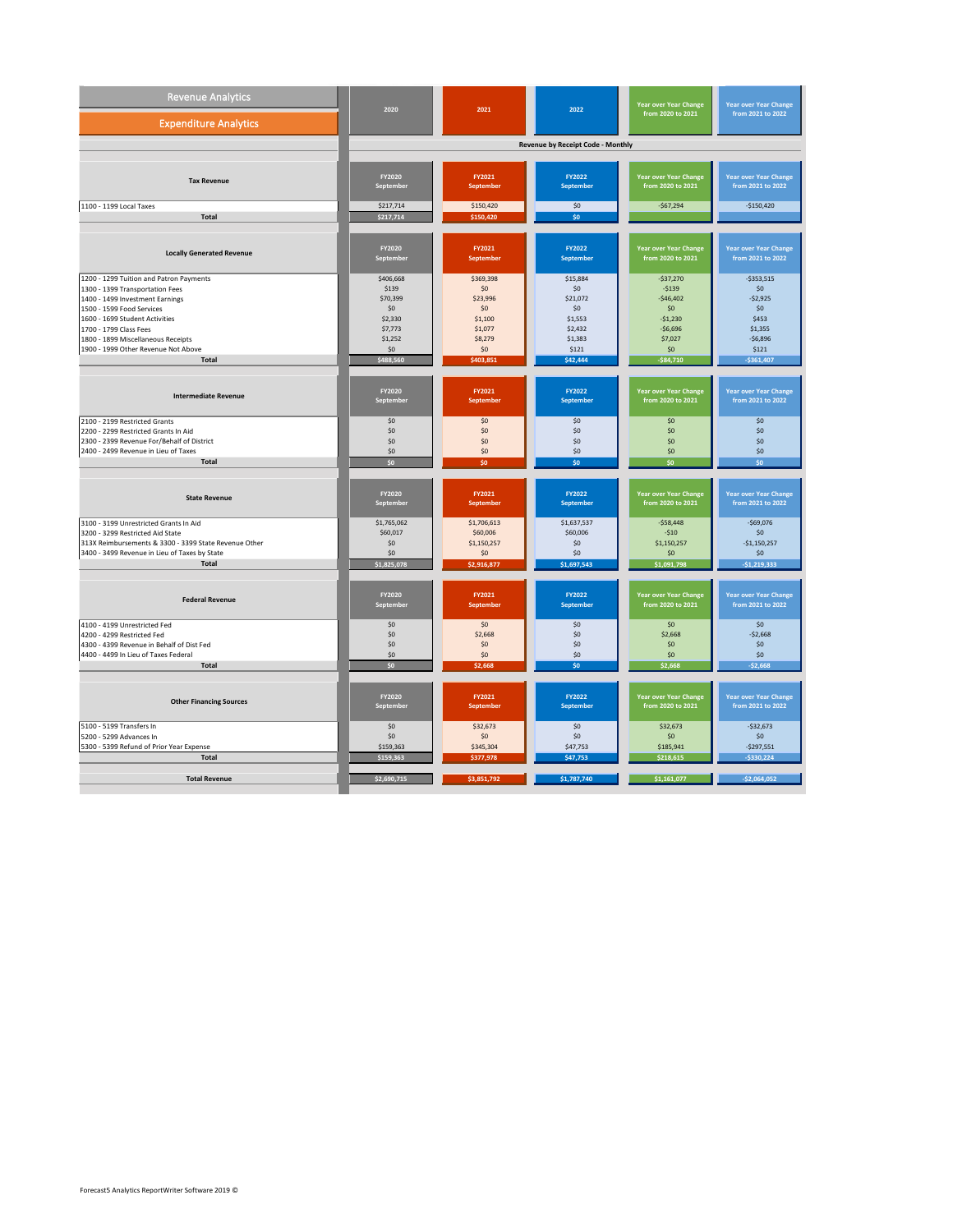| Revenue Analytics / Expenditure Analytics | 2020 | 2021 | 2022 | Year over Year Change from 2020 to 2021 | Year over Year Change from 2021 to 2022 |
|---|---|---|---|---|---|
| | Revenue by Receipt Code - Monthly | | | | |

| Tax Revenue | FY2020 September | FY2021 September | FY2022 September | Year over Year Change from 2020 to 2021 | Year over Year Change from 2021 to 2022 |
|---|---|---|---|---|---|
| 1100 - 1199 Local Taxes | $217,714 | $150,420 | $0 | -$67,294 | -$150,420 |
| **Total** | $217,714 | $150,420 | $0 | | |

| Locally Generated Revenue | FY2020 September | FY2021 September | FY2022 September | Year over Year Change from 2020 to 2021 | Year over Year Change from 2021 to 2022 |
|---|---|---|---|---|---|
| 1200 - 1299 Tuition and Patron Payments | $406,668 | $369,398 | $15,884 | -$37,270 | -$353,515 |
| 1300 - 1399 Transportation Fees | $139 | $0 | $0 | -$139 | $0 |
| 1400 - 1499 Investment Earnings | $70,399 | $23,996 | $21,072 | -$46,402 | -$2,925 |
| 1500 - 1599 Food Services | $0 | $0 | $0 | $0 | $0 |
| 1600 - 1699 Student Activities | $2,330 | $1,100 | $1,553 | -$1,230 | $453 |
| 1700 - 1799 Class Fees | $7,773 | $1,077 | $2,432 | -$6,696 | $1,355 |
| 1800 - 1899 Miscellaneous Receipts | $1,252 | $8,279 | $1,383 | $7,027 | -$6,896 |
| 1900 - 1999 Other Revenue Not Above | $0 | $0 | $121 | $0 | $121 |
| **Total** | $488,560 | $403,851 | $42,444 | -$84,710 | -$361,407 |

| Intermediate Revenue | FY2020 September | FY2021 September | FY2022 September | Year over Year Change from 2020 to 2021 | Year over Year Change from 2021 to 2022 |
|---|---|---|---|---|---|
| 2100 - 2199 Restricted Grants | $0 | $0 | $0 | $0 | $0 |
| 2200 - 2299 Restricted Grants In Aid | $0 | $0 | $0 | $0 | $0 |
| 2300 - 2399 Revenue For/Behalf of District | $0 | $0 | $0 | $0 | $0 |
| 2400 - 2499 Revenue in Lieu of Taxes | $0 | $0 | $0 | $0 | $0 |
| **Total** | $0 | $0 | $0 | $0 | $0 |

| State Revenue | FY2020 September | FY2021 September | FY2022 September | Year over Year Change from 2020 to 2021 | Year over Year Change from 2021 to 2022 |
|---|---|---|---|---|---|
| 3100 - 3199 Unrestricted Grants In Aid | $1,765,062 | $1,706,613 | $1,637,537 | -$58,448 | -$69,076 |
| 3200 - 3299 Restricted Aid State | $60,017 | $60,006 | $60,006 | -$10 | $0 |
| 313X Reimbursements & 3300 - 3399 State Revenue Other | $0 | $1,150,257 | $0 | $1,150,257 | -$1,150,257 |
| 3400 - 3499 Revenue in Lieu of Taxes by State | $0 | $0 | $0 | $0 | $0 |
| **Total** | $1,825,078 | $2,916,877 | $1,697,543 | $1,091,798 | -$1,219,333 |

| Federal Revenue | FY2020 September | FY2021 September | FY2022 September | Year over Year Change from 2020 to 2021 | Year over Year Change from 2021 to 2022 |
|---|---|---|---|---|---|
| 4100 - 4199 Unrestricted Fed | $0 | $0 | $0 | $0 | $0 |
| 4200 - 4299 Restricted Fed | $0 | $2,668 | $0 | $2,668 | -$2,668 |
| 4300 - 4399 Revenue in Behalf of Dist Fed | $0 | $0 | $0 | $0 | $0 |
| 4400 - 4499 In Lieu of Taxes Federal | $0 | $0 | $0 | $0 | $0 |
| **Total** | $0 | $2,668 | $0 | $2,668 | -$2,668 |

| Other Financing Sources | FY2020 September | FY2021 September | FY2022 September | Year over Year Change from 2020 to 2021 | Year over Year Change from 2021 to 2022 |
|---|---|---|---|---|---|
| 5100 - 5199 Transfers In | $0 | $32,673 | $0 | $32,673 | -$32,673 |
| 5200 - 5299 Advances In | $0 | $0 | $0 | $0 | $0 |
| 5300 - 5399 Refund of Prior Year Expense | $159,363 | $345,304 | $47,753 | $185,941 | -$297,551 |
| **Total** | $159,363 | $377,978 | $47,753 | $218,615 | -$330,224 |

| | | | | | |
|---|---|---|---|---|---|
| **Total Revenue** | $2,690,715 | $3,851,792 | $1,787,740 | $1,161,077 | -$2,064,052 |

Forecast5 Analytics ReportWriter Software 2019 ©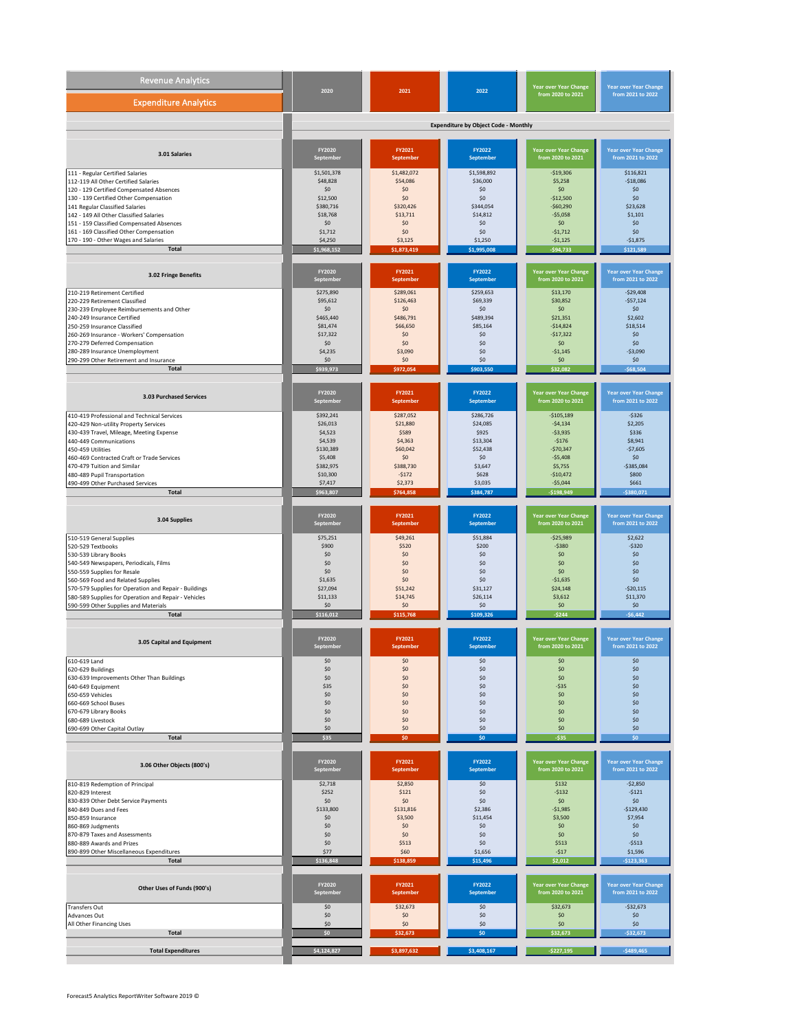| Revenue Analytics / Expenditure Analytics | 2020 | 2021 | 2022 | Year over Year Change from 2020 to 2021 | Year over Year Change from 2021 to 2022 |
|---|---|---|---|---|---|

**Expenditure by Object Code - Monthly**

| 3.01 Salaries | FY2020 September | FY2021 September | FY2022 September | Year over Year Change from 2020 to 2021 | Year over Year Change from 2021 to 2022 |
|---|---|---|---|---|---|
| 111 - Regular Certified Salaries | $1,501,378 | $1,482,072 | $1,598,892 | -$19,306 | $116,821 |
| 112-119 All Other Certified Salaries | $48,828 | $54,086 | $36,000 | $5,258 | -$18,086 |
| 120 - 129 Certified Compensated Absences | $0 | $0 | $0 | $0 | $0 |
| 130 - 139 Certified Other Compensation | $12,500 | $0 | $0 | -$12,500 | $0 |
| 141 Regular Classified Salaries | $380,716 | $320,426 | $344,054 | -$60,290 | $23,628 |
| 142 - 149 All Other Classified Salaries | $18,768 | $13,711 | $14,812 | -$5,058 | $1,101 |
| 151 - 159 Classified Compensated Absences | $0 | $0 | $0 | $0 | $0 |
| 161 - 169 Classified Other Compensation | $1,712 | $0 | $0 | -$1,712 | $0 |
| 170 - 190 - Other Wages and Salaries | $4,250 | $3,125 | $1,250 | -$1,125 | -$1,875 |
| **Total** | $1,968,152 | $1,873,419 | $1,995,008 | -$94,733 | $121,589 |

| 3.02 Fringe Benefits | FY2020 September | FY2021 September | FY2022 September | Year over Year Change from 2020 to 2021 | Year over Year Change from 2021 to 2022 |
|---|---|---|---|---|---|
| 210-219 Retirement Certified | $275,890 | $289,061 | $259,653 | $13,170 | -$29,408 |
| 220-229 Retirement Classified | $95,612 | $126,463 | $69,339 | $30,852 | -$57,124 |
| 230-239 Employee Reimbursements and Other | $0 | $0 | $0 | $0 | $0 |
| 240-249 Insurance Certified | $465,440 | $486,791 | $489,394 | $21,351 | $2,602 |
| 250-259 Insurance Classified | $81,474 | $66,650 | $85,164 | -$14,824 | $18,514 |
| 260-269 Insurance - Workers' Compensation | $17,322 | $0 | $0 | -$17,322 | $0 |
| 270-279 Deferred Compensation | $0 | $0 | $0 | $0 | $0 |
| 280-289 Insurance Unemployment | $4,235 | $3,090 | $0 | -$1,145 | -$3,090 |
| 290-299 Other Retirement and Insurance | $0 | $0 | $0 | $0 | $0 |
| **Total** | $939,973 | $972,054 | $903,550 | $32,082 | -$68,504 |

| 3.03 Purchased Services | FY2020 September | FY2021 September | FY2022 September | Year over Year Change from 2020 to 2021 | Year over Year Change from 2021 to 2022 |
|---|---|---|---|---|---|
| 410-419 Professional and Technical Services | $392,241 | $287,052 | $286,726 | -$105,189 | -$326 |
| 420-429 Non-utility Property Services | $26,013 | $21,880 | $24,085 | -$4,134 | $2,205 |
| 430-439 Travel, Mileage, Meeting Expense | $4,523 | $589 | $925 | -$3,935 | $336 |
| 440-449 Communications | $4,539 | $4,363 | $13,304 | -$176 | $8,941 |
| 450-459 Utilities | $130,389 | $60,042 | $52,438 | -$70,347 | -$7,605 |
| 460-469 Contracted Craft or Trade Services | $5,408 | $0 | $0 | -$5,408 | $0 |
| 470-479 Tuition and Similar | $382,975 | $388,730 | $3,647 | $5,755 | -$385,084 |
| 480-489 Pupil Transportation | $10,300 | -$172 | $628 | -$10,472 | $800 |
| 490-499 Other Purchased Services | $7,417 | $2,373 | $3,035 | -$5,044 | $661 |
| **Total** | $963,807 | $764,858 | $384,787 | -$198,949 | -$380,071 |

| 3.04 Supplies | FY2020 September | FY2021 September | FY2022 September | Year over Year Change from 2020 to 2021 | Year over Year Change from 2021 to 2022 |
|---|---|---|---|---|---|
| 510-519 General Supplies | $75,251 | $49,261 | $51,884 | -$25,989 | $2,622 |
| 520-529 Textbooks | $900 | $520 | $200 | -$380 | -$320 |
| 530-539 Library Books | $0 | $0 | $0 | $0 | $0 |
| 540-549 Newspapers, Periodicals, Films | $0 | $0 | $0 | $0 | $0 |
| 550-559 Supplies for Resale | $0 | $0 | $0 | $0 | $0 |
| 560-569 Food and Related Supplies | $1,635 | $0 | $0 | -$1,635 | $0 |
| 570-579 Supplies for Operation and Repair - Buildings | $27,094 | $51,242 | $31,127 | $24,148 | -$20,115 |
| 580-589 Supplies for Operation and Repair - Vehicles | $11,133 | $14,745 | $26,114 | $3,612 | $11,370 |
| 590-599 Other Supplies and Materials | $0 | $0 | $0 | $0 | $0 |
| **Total** | $116,012 | $115,768 | $109,326 | -$244 | -$6,442 |

| 3.05 Capital and Equipment | FY2020 September | FY2021 September | FY2022 September | Year over Year Change from 2020 to 2021 | Year over Year Change from 2021 to 2022 |
|---|---|---|---|---|---|
| 610-619 Land | $0 | $0 | $0 | $0 | $0 |
| 620-629 Buildings | $0 | $0 | $0 | $0 | $0 |
| 630-639 Improvements Other Than Buildings | $0 | $0 | $0 | $0 | $0 |
| 640-649 Equipment | $35 | $0 | $0 | -$35 | $0 |
| 650-659 Vehicles | $0 | $0 | $0 | $0 | $0 |
| 660-669 School Buses | $0 | $0 | $0 | $0 | $0 |
| 670-679 Library Books | $0 | $0 | $0 | $0 | $0 |
| 680-689 Livestock | $0 | $0 | $0 | $0 | $0 |
| 690-699 Other Capital Outlay | $0 | $0 | $0 | $0 | $0 |
| **Total** | $35 | $0 | $0 | -$35 | $0 |

| 3.06 Other Objects (800's) | FY2020 September | FY2021 September | FY2022 September | Year over Year Change from 2020 to 2021 | Year over Year Change from 2021 to 2022 |
|---|---|---|---|---|---|
| 810-819 Redemption of Principal | $2,718 | $2,850 | $0 | $132 | -$2,850 |
| 820-829 Interest | $252 | $121 | $0 | -$132 | -$121 |
| 830-839 Other Debt Service Payments | $0 | $0 | $0 | $0 | $0 |
| 840-849 Dues and Fees | $133,800 | $131,816 | $2,386 | -$1,985 | -$129,430 |
| 850-859 Insurance | $0 | $3,500 | $11,454 | $3,500 | $7,954 |
| 860-869 Judgments | $0 | $0 | $0 | $0 | $0 |
| 870-879 Taxes and Assessments | $0 | $0 | $0 | $0 | $0 |
| 880-889 Awards and Prizes | $0 | $513 | $0 | $513 | -$513 |
| 890-899 Other Miscellaneous Expenditures | $77 | $60 | $1,656 | -$17 | $1,596 |
| **Total** | $136,848 | $138,859 | $15,496 | $2,012 | -$123,363 |

| Other Uses of Funds (900's) | FY2020 September | FY2021 September | FY2022 September | Year over Year Change from 2020 to 2021 | Year over Year Change from 2021 to 2022 |
|---|---|---|---|---|---|
| Transfers Out | $0 | $32,673 | $0 | $32,673 | -$32,673 |
| Advances Out | $0 | $0 | $0 | $0 | $0 |
| All Other Financing Uses | $0 | $0 | $0 | $0 | $0 |
| **Total** | $0 | $32,673 | $0 | $32,673 | -$32,673 |

| **Total Expenditures** | $4,124,827 | $3,897,632 | $3,408,167 | -$227,195 | -$489,465 |
|---|---|---|---|---|---|

Forecast5 Analytics ReportWriter Software 2019 ©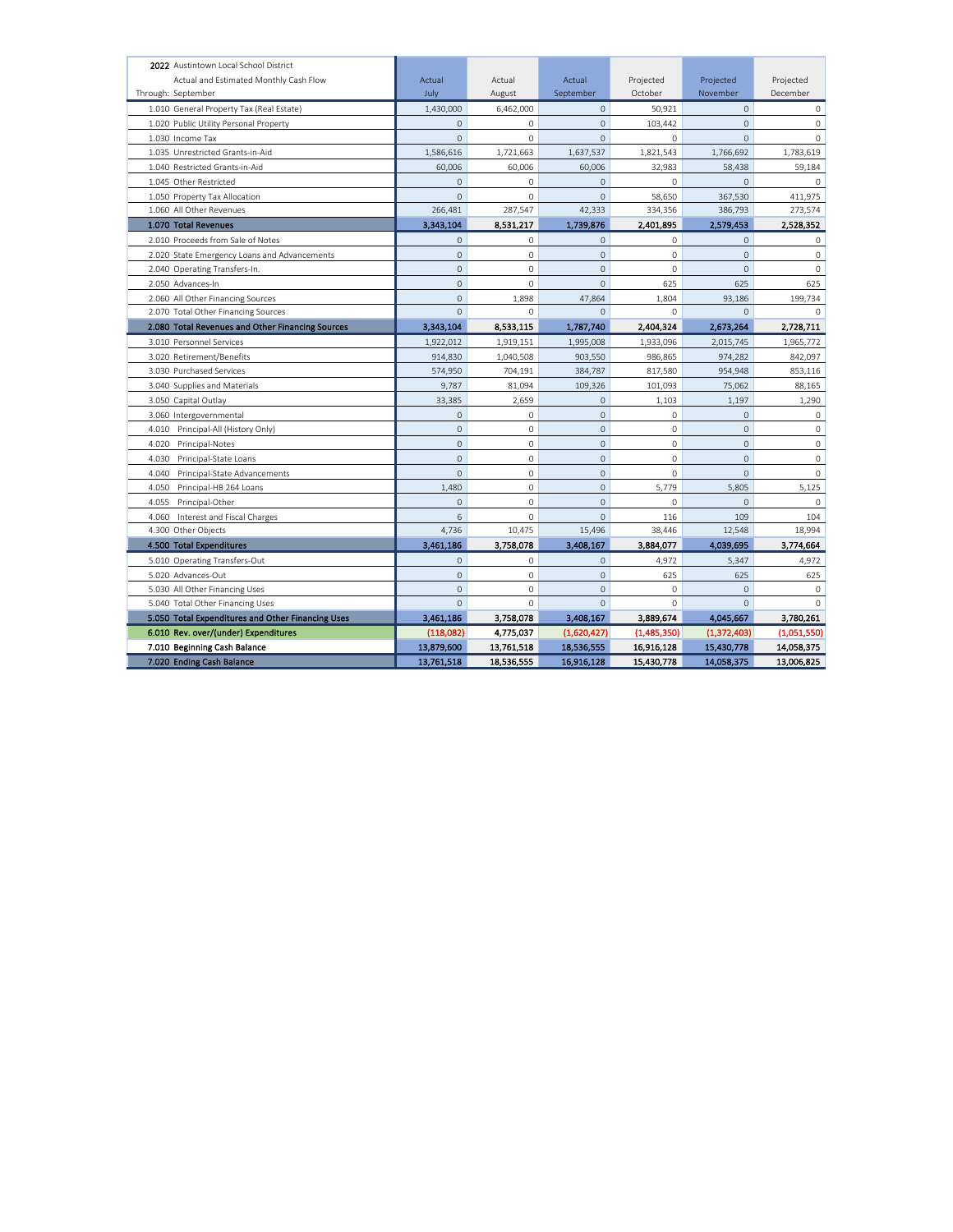| 2022 Austintown Local School District<br>Actual and Estimated Monthly Cash Flow<br>Through: September | Actual<br>July | Actual<br>August | Actual<br>September | Projected<br>October | Projected<br>November | Projected<br>December |
|---|---|---|---|---|---|---|
| 1.010 General Property Tax (Real Estate) | 1,430,000 | 6,462,000 | 0 | 50,921 | 0 | 0 |
| 1.020 Public Utility Personal Property | 0 | 0 | 0 | 103,442 | 0 | 0 |
| 1.030 Income Tax | 0 | 0 | 0 | 0 | 0 | 0 |
| 1.035 Unrestricted Grants-in-Aid | 1,586,616 | 1,721,663 | 1,637,537 | 1,821,543 | 1,766,692 | 1,783,619 |
| 1.040 Restricted Grants-in-Aid | 60,006 | 60,006 | 60,006 | 32,983 | 58,438 | 59,184 |
| 1.045 Other Restricted | 0 | 0 | 0 | 0 | 0 | 0 |
| 1.050 Property Tax Allocation | 0 | 0 | 0 | 58,650 | 367,530 | 411,975 |
| 1.060 All Other Revenues | 266,481 | 287,547 | 42,333 | 334,356 | 386,793 | 273,574 |
| **1.070 Total Revenues** | **3,343,104** | **8,531,217** | **1,739,876** | **2,401,895** | **2,579,453** | **2,528,352** |
| 2.010 Proceeds from Sale of Notes | 0 | 0 | 0 | 0 | 0 | 0 |
| 2.020 State Emergency Loans and Advancements | 0 | 0 | 0 | 0 | 0 | 0 |
| 2.040 Operating Transfers-In. | 0 | 0 | 0 | 0 | 0 | 0 |
| 2.050 Advances-In | 0 | 0 | 0 | 625 | 625 | 625 |
| 2.060 All Other Financing Sources | 0 | 1,898 | 47,864 | 1,804 | 93,186 | 199,734 |
| 2.070 Total Other Financing Sources | 0 | 0 | 0 | 0 | 0 | 0 |
| **2.080 Total Revenues and Other Financing Sources** | **3,343,104** | **8,533,115** | **1,787,740** | **2,404,324** | **2,673,264** | **2,728,711** |
| 3.010 Personnel Services | 1,922,012 | 1,919,151 | 1,995,008 | 1,933,096 | 2,015,745 | 1,965,772 |
| 3.020 Retirement/Benefits | 914,830 | 1,040,508 | 903,550 | 986,865 | 974,282 | 842,097 |
| 3.030 Purchased Services | 574,950 | 704,191 | 384,787 | 817,580 | 954,948 | 853,116 |
| 3.040 Supplies and Materials | 9,787 | 81,094 | 109,326 | 101,093 | 75,062 | 88,165 |
| 3.050 Capital Outlay | 33,385 | 2,659 | 0 | 1,103 | 1,197 | 1,290 |
| 3.060 Intergovernmental | 0 | 0 | 0 | 0 | 0 | 0 |
| 4.010 Principal-All (History Only) | 0 | 0 | 0 | 0 | 0 | 0 |
| 4.020 Principal-Notes | 0 | 0 | 0 | 0 | 0 | 0 |
| 4.030 Principal-State Loans | 0 | 0 | 0 | 0 | 0 | 0 |
| 4.040 Principal-State Advancements | 0 | 0 | 0 | 0 | 0 | 0 |
| 4.050 Principal-HB 264 Loans | 1,480 | 0 | 0 | 5,779 | 5,805 | 5,125 |
| 4.055 Principal-Other | 0 | 0 | 0 | 0 | 0 | 0 |
| 4.060 Interest and Fiscal Charges | 6 | 0 | 0 | 116 | 109 | 104 |
| 4.300 Other Objects | 4,736 | 10,475 | 15,496 | 38,446 | 12,548 | 18,994 |
| **4.500 Total Expenditures** | **3,461,186** | **3,758,078** | **3,408,167** | **3,884,077** | **4,039,695** | **3,774,664** |
| 5.010 Operating Transfers-Out | 0 | 0 | 0 | 4,972 | 5,347 | 4,972 |
| 5.020 Advances-Out | 0 | 0 | 0 | 625 | 625 | 625 |
| 5.030 All Other Financing Uses | 0 | 0 | 0 | 0 | 0 | 0 |
| 5.040 Total Other Financing Uses | 0 | 0 | 0 | 0 | 0 | 0 |
| **5.050 Total Expenditures and Other Financing Uses** | **3,461,186** | **3,758,078** | **3,408,167** | **3,889,674** | **4,045,667** | **3,780,261** |
| **6.010 Rev. over/(under) Expenditures** | **(118,082)** | **4,775,037** | **(1,620,427)** | **(1,485,350)** | **(1,372,403)** | **(1,051,550)** |
| **7.010 Beginning Cash Balance** | **13,879,600** | **13,761,518** | **18,536,555** | **16,916,128** | **15,430,778** | **14,058,375** |
| **7.020 Ending Cash Balance** | **13,761,518** | **18,536,555** | **16,916,128** | **15,430,778** | **14,058,375** | **13,006,825** |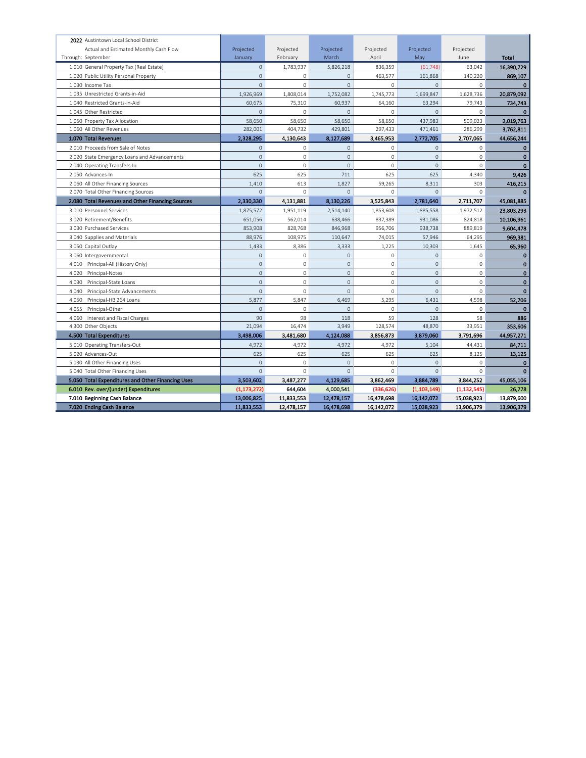| 2022 Austintown Local School District<br>Actual and Estimated Monthly Cash Flow<br>Through: September | Projected<br>January | Projected<br>February | Projected<br>March | Projected<br>April | Projected<br>May | Projected<br>June | Total |
|---|---|---|---|---|---|---|---|
| 1.010 General Property Tax (Real Estate) | 0 | 1,783,937 | 5,826,218 | 836,359 | (61,748) | 63,042 | 16,390,729 |
| 1.020 Public Utility Personal Property | 0 | 0 | 0 | 463,577 | 161,868 | 140,220 | 869,107 |
| 1.030 Income Tax | 0 | 0 | 0 | 0 | 0 | 0 | 0 |
| 1.035 Unrestricted Grants-in-Aid | 1,926,969 | 1,808,014 | 1,752,082 | 1,745,773 | 1,699,847 | 1,628,736 | 20,879,092 |
| 1.040 Restricted Grants-in-Aid | 60,675 | 75,310 | 60,937 | 64,160 | 63,294 | 79,743 | 734,743 |
| 1.045 Other Restricted | 0 | 0 | 0 | 0 | 0 | 0 | 0 |
| 1.050 Property Tax Allocation | 58,650 | 58,650 | 58,650 | 58,650 | 437,983 | 509,023 | 2,019,763 |
| 1.060 All Other Revenues | 282,001 | 404,732 | 429,801 | 297,433 | 471,461 | 286,299 | 3,762,811 |
| **1.070 Total Revenues** | **2,328,295** | **4,130,643** | **8,127,689** | **3,465,953** | **2,772,705** | **2,707,065** | **44,656,244** |
| 2.010 Proceeds from Sale of Notes | 0 | 0 | 0 | 0 | 0 | 0 | 0 |
| 2.020 State Emergency Loans and Advancements | 0 | 0 | 0 | 0 | 0 | 0 | 0 |
| 2.040 Operating Transfers-In. | 0 | 0 | 0 | 0 | 0 | 0 | 0 |
| 2.050 Advances-In | 625 | 625 | 711 | 625 | 625 | 4,340 | 9,426 |
| 2.060 All Other Financing Sources | 1,410 | 613 | 1,827 | 59,265 | 8,311 | 303 | 416,215 |
| 2.070 Total Other Financing Sources | 0 | 0 | 0 | 0 | 0 | 0 | 0 |
| **2.080 Total Revenues and Other Financing Sources** | **2,330,330** | **4,131,881** | **8,130,226** | **3,525,843** | **2,781,640** | **2,711,707** | **45,081,885** |
| 3.010 Personnel Services | 1,875,572 | 1,951,119 | 2,514,140 | 1,853,608 | 1,885,558 | 1,972,512 | 23,803,293 |
| 3.020 Retirement/Benefits | 651,056 | 562,014 | 638,466 | 837,389 | 931,086 | 824,818 | 10,106,961 |
| 3.030 Purchased Services | 853,908 | 828,768 | 846,968 | 956,706 | 938,738 | 889,819 | 9,604,478 |
| 3.040 Supplies and Materials | 88,976 | 108,975 | 110,647 | 74,015 | 57,946 | 64,295 | 969,381 |
| 3.050 Capital Outlay | 1,433 | 8,386 | 3,333 | 1,225 | 10,303 | 1,645 | 65,960 |
| 3.060 Intergovernmental | 0 | 0 | 0 | 0 | 0 | 0 | 0 |
| 4.010 Principal-All (History Only) | 0 | 0 | 0 | 0 | 0 | 0 | 0 |
| 4.020 Principal-Notes | 0 | 0 | 0 | 0 | 0 | 0 | 0 |
| 4.030 Principal-State Loans | 0 | 0 | 0 | 0 | 0 | 0 | 0 |
| 4.040 Principal-State Advancements | 0 | 0 | 0 | 0 | 0 | 0 | 0 |
| 4.050 Principal-HB 264 Loans | 5,877 | 5,847 | 6,469 | 5,295 | 6,431 | 4,598 | 52,706 |
| 4.055 Principal-Other | 0 | 0 | 0 | 0 | 0 | 0 | 0 |
| 4.060 Interest and Fiscal Charges | 90 | 98 | 118 | 59 | 128 | 58 | 886 |
| 4.300 Other Objects | 21,094 | 16,474 | 3,949 | 128,574 | 48,870 | 33,951 | 353,606 |
| **4.500 Total Expenditures** | **3,498,006** | **3,481,680** | **4,124,088** | **3,856,873** | **3,879,060** | **3,791,696** | **44,957,271** |
| 5.010 Operating Transfers-Out | 4,972 | 4,972 | 4,972 | 4,972 | 5,104 | 44,431 | 84,711 |
| 5.020 Advances-Out | 625 | 625 | 625 | 625 | 625 | 8,125 | 13,125 |
| 5.030 All Other Financing Uses | 0 | 0 | 0 | 0 | 0 | 0 | 0 |
| 5.040 Total Other Financing Uses | 0 | 0 | 0 | 0 | 0 | 0 | 0 |
| **5.050 Total Expenditures and Other Financing Uses** | **3,503,602** | **3,487,277** | **4,129,685** | **3,862,469** | **3,884,789** | **3,844,252** | **45,055,106** |
| **6.010 Rev. over/(under) Expenditures** | **(1,173,272)** | **644,604** | **4,000,541** | **(336,626)** | **(1,103,149)** | **(1,132,545)** | **26,778** |
| **7.010 Beginning Cash Balance** | **13,006,825** | **11,833,553** | **12,478,157** | **16,478,698** | **16,142,072** | **15,038,923** | **13,879,600** |
| **7.020 Ending Cash Balance** | **11,833,553** | **12,478,157** | **16,478,698** | **16,142,072** | **15,038,923** | **13,906,379** | **13,906,379** |